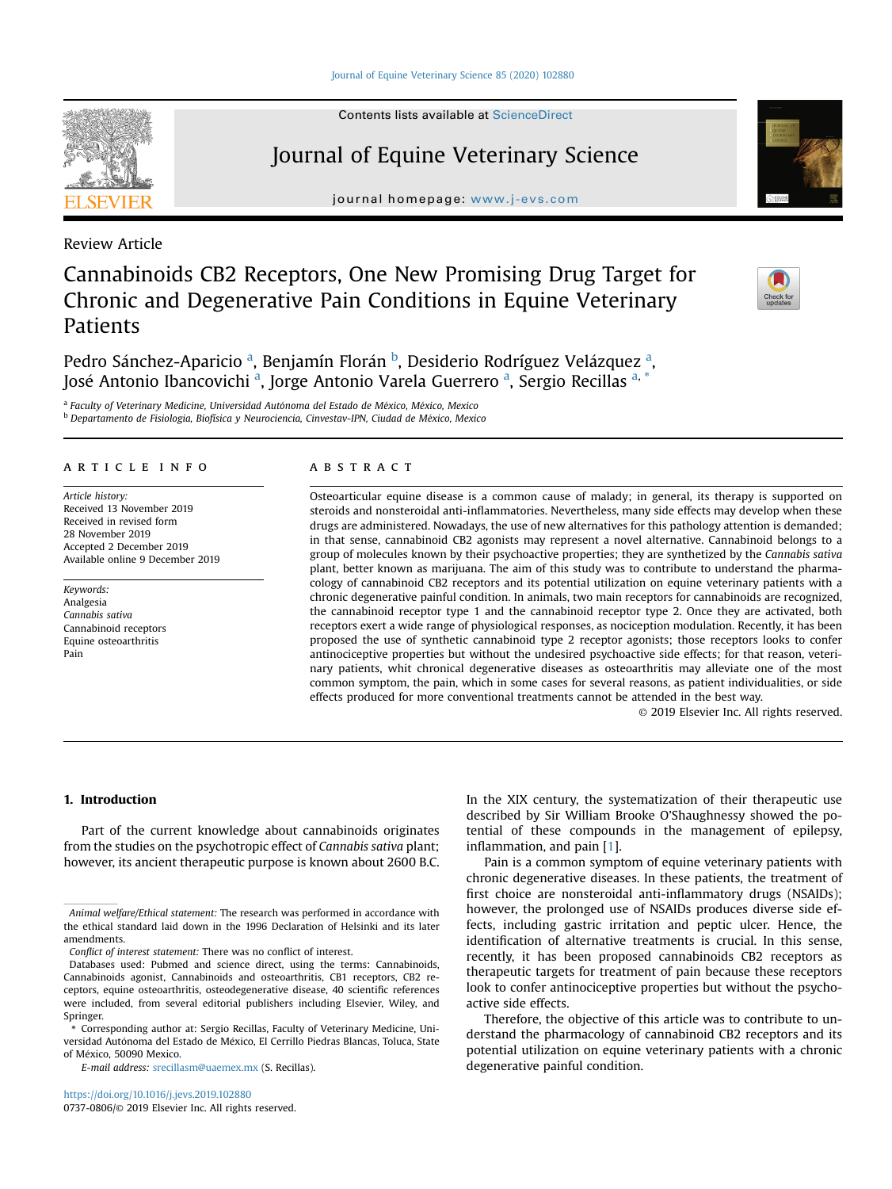Review Article

# Cannabinoids CB2 Receptors, One New Promising Drug Target for Chronic and Degenerative Pain Conditions in Equine Veterinary Patients

Pedro Sánchez-Aparicio [a], Benjamín Florán [b], Desiderio Rodríguez Velázquez [a], José Antonio Ibancovichi [a], Jorge Antonio Varela Guerrero [a], Sergio Recillas [a,*]

[a] Faculty of Veterinary Medicine, Universidad Autónoma del Estado de México, México, Mexico
[b] Departamento de Fisiología, Biofísica y Neurociencia, Cinvestav-IPN, Ciudad de México, Mexico

**ARTICLE INFO**

*Article history:*
Received 13 November 2019
Received in revised form 28 November 2019
Accepted 2 December 2019
Available online 9 December 2019

*Keywords:*
Analgesia
*Cannabis sativa*
Cannabinoid receptors
Equine osteoarthritis
Pain

**ABSTRACT**

Osteoarticular equine disease is a common cause of malady; in general, its therapy is supported on steroids and nonsteroidal anti-inflammatories. Nevertheless, many side effects may develop when these drugs are administered. Nowadays, the use of new alternatives for this pathology attention is demanded; in that sense, cannabinoid CB2 agonists may represent a novel alternative. Cannabinoid belongs to a group of molecules known by their psychoactive properties; they are synthetized by the *Cannabis sativa* plant, better known as marijuana. The aim of this study was to contribute to understand the pharmacology of cannabinoid CB2 receptors and its potential utilization on equine veterinary patients with a chronic degenerative painful condition. In animals, two main receptors for cannabinoids are recognized, the cannabinoid receptor type 1 and the cannabinoid receptor type 2. Once they are activated, both receptors exert a wide range of physiological responses, as nociception modulation. Recently, it has been proposed the use of synthetic cannabinoid type 2 receptor agonists; those receptors looks to confer antinociceptive properties but without the undesired psychoactive side effects; for that reason, veterinary patients, whit chronical degenerative diseases as osteoarthritis may alleviate one of the most common symptom, the pain, which in some cases for several reasons, as patient individualities, or side effects produced for more conventional treatments cannot be attended in the best way.

© 2019 Elsevier Inc. All rights reserved.

## 1. Introduction

Part of the current knowledge about cannabinoids originates from the studies on the psychotropic effect of *Cannabis sativa* plant; however, its ancient therapeutic purpose is known about 2600 B.C. In the XIX century, the systematization of their therapeutic use described by Sir William Brooke O'Shaughnessy showed the potential of these compounds in the management of epilepsy, inflammation, and pain [1].

Pain is a common symptom of equine veterinary patients with chronic degenerative diseases. In these patients, the treatment of first choice are nonsteroidal anti-inflammatory drugs (NSAIDs); however, the prolonged use of NSAIDs produces diverse side effects, including gastric irritation and peptic ulcer. Hence, the identification of alternative treatments is crucial. In this sense, recently, it has been proposed cannabinoids CB2 receptors as therapeutic targets for treatment of pain because these receptors look to confer antinociceptive properties but without the psychoactive side effects.

Therefore, the objective of this article was to contribute to understand the pharmacology of cannabinoid CB2 receptors and its potential utilization on equine veterinary patients with a chronic degenerative painful condition.

*Animal welfare/Ethical statement:* The research was performed in accordance with the ethical standard laid down in the 1996 Declaration of Helsinki and its later amendments.

*Conflict of interest statement:* There was no conflict of interest.

Databases used: Pubmed and science direct, using the terms: Cannabinoids, Cannabinoids agonist, Cannabinoids and osteoarthritis, CB1 receptors, CB2 receptors, equine osteoarthritis, osteodegenerative disease, 40 scientific references were included, from several editorial publishers including Elsevier, Wiley, and Springer.

\* Corresponding author at: Sergio Recillas, Faculty of Veterinary Medicine, Universidad Autónoma del Estado de México, El Cerrillo Piedras Blancas, Toluca, State of México, 50090 Mexico.

*E-mail address:* srecillasm@uaemex.mx (S. Recillas).

https://doi.org/10.1016/j.jevs.2019.102880
0737-0806/© 2019 Elsevier Inc. All rights reserved.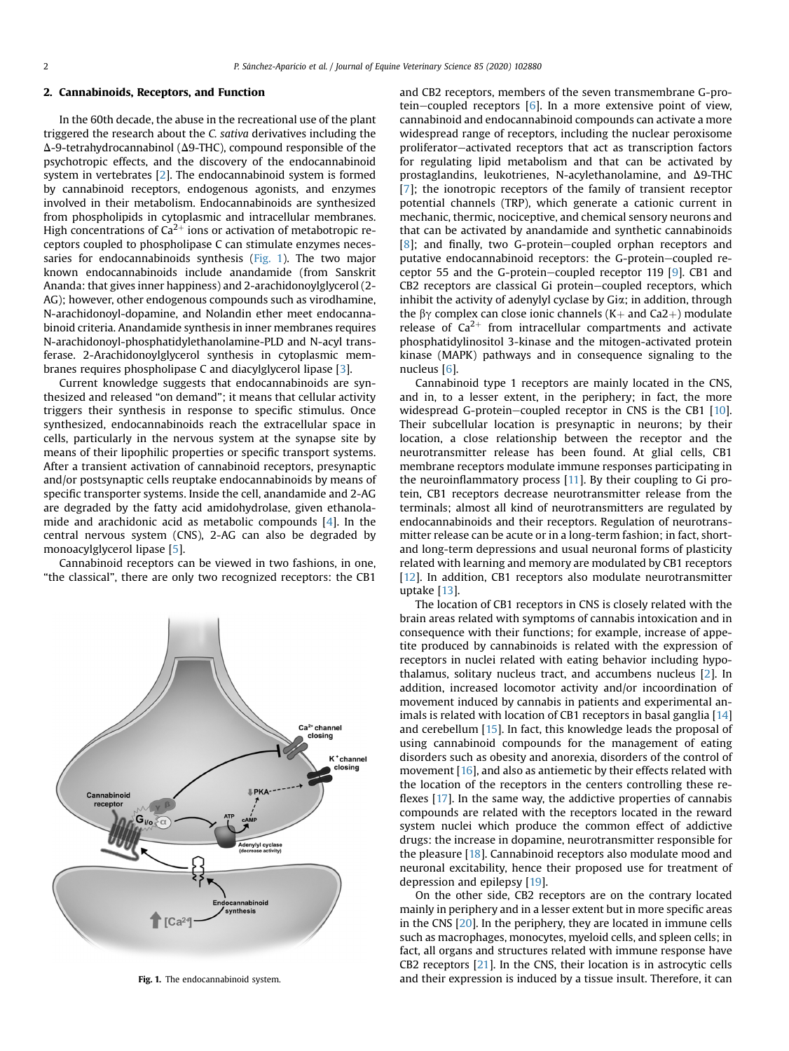## 2. Cannabinoids, Receptors, and Function

In the 60th decade, the abuse in the recreational use of the plant triggered the research about the *C. sativa* derivatives including the Δ-9-tetrahydrocannabinol (Δ9-THC), compound responsible of the psychotropic effects, and the discovery of the endocannabinoid system in vertebrates [2]. The endocannabinoid system is formed by cannabinoid receptors, endogenous agonists, and enzymes involved in their metabolism. Endocannabinoids are synthesized from phospholipids in cytoplasmic and intracellular membranes. High concentrations of $Ca^{2+}$ ions or activation of metabotropic receptors coupled to phospholipase C can stimulate enzymes necessaries for endocannabinoids synthesis (Fig. 1). The two major known endocannabinoids include anandamide (from Sanskrit Ananda: that gives inner happiness) and 2-arachidonoylglycerol (2-AG); however, other endogenous compounds such as virodhamine, N-arachidonoyl-dopamine, and Nolandin ether meet endocannabinoid criteria. Anandamide synthesis in inner membranes requires N-arachidonoyl-phosphatidylethanolamine-PLD and N-acyl transferase. 2-Arachidonoylglycerol synthesis in cytoplasmic membranes requires phospholipase C and diacylglycerol lipase [3].

Current knowledge suggests that endocannabinoids are synthesized and released "on demand"; it means that cellular activity triggers their synthesis in response to specific stimulus. Once synthesized, endocannabinoids reach the extracellular space in cells, particularly in the nervous system at the synapse site by means of their lipophilic properties or specific transport systems. After a transient activation of cannabinoid receptors, presynaptic and/or postsynaptic cells reuptake endocannabinoids by means of specific transporter systems. Inside the cell, anandamide and 2-AG are degraded by the fatty acid amidohydrolase, given ethanolamide and arachidonic acid as metabolic compounds [4]. In the central nervous system (CNS), 2-AG can also be degraded by monoacylglycerol lipase [5].

Cannabinoid receptors can be viewed in two fashions, in one, "the classical", there are only two recognized receptors: the CB1 and CB2 receptors, members of the seven transmembrane G-protein–coupled receptors [6]. In a more extensive point of view, cannabinoid and endocannabinoid compounds can activate a more widespread range of receptors, including the nuclear peroxisome proliferator–activated receptors that act as transcription factors for regulating lipid metabolism and that can be activated by prostaglandins, leukotrienes, N-acylethanolamine, and Δ9-THC [7]; the ionotropic receptors of the family of transient receptor potential channels (TRP), which generate a cationic current in mechanic, thermic, nociceptive, and chemical sensory neurons and that can be activated by anandamide and synthetic cannabinoids [8]; and finally, two G-protein–coupled orphan receptors and putative endocannabinoid receptors: the G-protein–coupled receptor 55 and the G-protein–coupled receptor 119 [9]. CB1 and CB2 receptors are classical Gi protein–coupled receptors, which inhibit the activity of adenylyl cyclase by Giα; in addition, through the βγ complex can close ionic channels (K+ and Ca2+) modulate release of $Ca^{2+}$ from intracellular compartments and activate phosphatidylinositol 3-kinase and the mitogen-activated protein kinase (MAPK) pathways and in consequence signaling to the nucleus [6].

Fig. 1. The endocannabinoid system.

Cannabinoid type 1 receptors are mainly located in the CNS, and in, to a lesser extent, in the periphery; in fact, the more widespread G-protein–coupled receptor in CNS is the CB1 [10]. Their subcellular location is presynaptic in neurons; by their location, a close relationship between the receptor and the neurotransmitter release has been found. At glial cells, CB1 membrane receptors modulate immune responses participating in the neuroinflammatory process [11]. By their coupling to Gi protein, CB1 receptors decrease neurotransmitter release from the terminals; almost all kind of neurotransmitters are regulated by endocannabinoids and their receptors. Regulation of neurotransmitter release can be acute or in a long-term fashion; in fact, short- and long-term depressions and usual neuronal forms of plasticity related with learning and memory are modulated by CB1 receptors [12]. In addition, CB1 receptors also modulate neurotransmitter uptake [13].

The location of CB1 receptors in CNS is closely related with the brain areas related with symptoms of cannabis intoxication and in consequence with their functions; for example, increase of appetite produced by cannabinoids is related with the expression of receptors in nuclei related with eating behavior including hypothalamus, solitary nucleus tract, and accumbens nucleus [2]. In addition, increased locomotor activity and/or incoordination of movement induced by cannabis in patients and experimental animals is related with location of CB1 receptors in basal ganglia [14] and cerebellum [15]. In fact, this knowledge leads the proposal of using cannabinoid compounds for the management of eating disorders such as obesity and anorexia, disorders of the control of movement [16], and also as antiemetic by their effects related with the location of the receptors in the centers controlling these reflexes [17]. In the same way, the addictive properties of cannabis compounds are related with the receptors located in the reward system nuclei which produce the common effect of addictive drugs: the increase in dopamine, neurotransmitter responsible for the pleasure [18]. Cannabinoid receptors also modulate mood and neuronal excitability, hence their proposed use for treatment of depression and epilepsy [19].

On the other side, CB2 receptors are on the contrary located mainly in periphery and in a lesser extent but in more specific areas in the CNS [20]. In the periphery, they are located in immune cells such as macrophages, monocytes, myeloid cells, and spleen cells; in fact, all organs and structures related with immune response have CB2 receptors [21]. In the CNS, their location is in astrocytic cells and their expression is induced by a tissue insult. Therefore, it can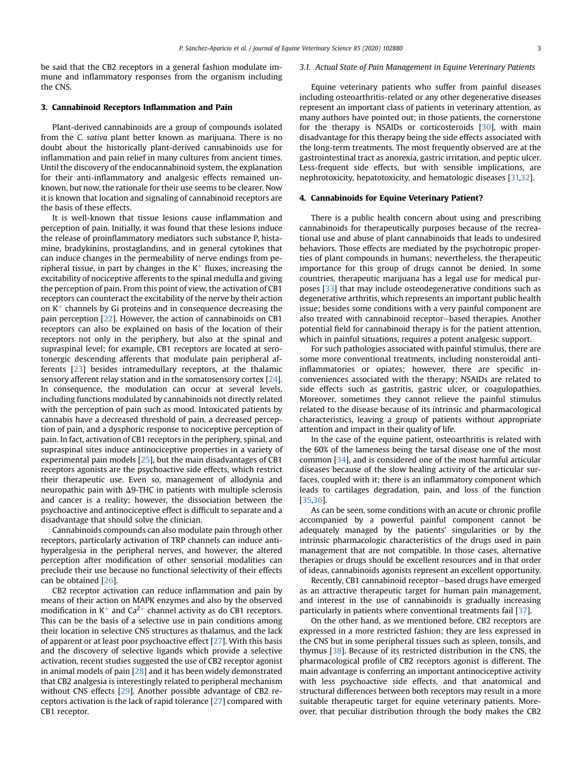be said that the CB2 receptors in a general fashion modulate immune and inflammatory responses from the organism including the CNS.

## 3. Cannabinoid Receptors Inflammation and Pain

Plant-derived cannabinoids are a group of compounds isolated from the *C. sativa* plant better known as marijuana. There is no doubt about the historically plant-derived cannabinoids use for inflammation and pain relief in many cultures from ancient times. Until the discovery of the endocannabinoid system, the explanation for their anti-inflammatory and analgesic effects remained unknown, but now, the rationale for their use seems to be clearer. Now it is known that location and signaling of cannabinoid receptors are the basis of these effects.

It is well-known that tissue lesions cause inflammation and perception of pain. Initially, it was found that these lesions induce the release of proinflammatory mediators such substance P, histamine, bradykinins, prostaglandins, and in general cytokines that can induce changes in the permeability of nerve endings from peripheral tissue, in part by changes in the $K^+$ fluxes, increasing the excitability of nociceptive afferents to the spinal medulla and giving the perception of pain. From this point of view, the activation of CB1 receptors can counteract the excitability of the nerve by their action on $K^+$ channels by Gi proteins and in consequence decreasing the pain perception [22]. However, the action of cannabinoids on CB1 receptors can also be explained on basis of the location of their receptors not only in the periphery, but also at the spinal and supraspinal level; for example, CB1 receptors are located at serotonergic descending afferents that modulate pain peripheral afferents [23] besides intramedullary receptors, at the thalamic sensory afferent relay station and in the somatosensory cortex [24]. In consequence, the modulation can occur at several levels, including functions modulated by cannabinoids not directly related with the perception of pain such as mood. Intoxicated patients by cannabis have a decreased threshold of pain, a decreased perception of pain, and a dysphoric response to nociceptive perception of pain. In fact, activation of CB1 receptors in the periphery, spinal, and supraspinal sites induce antinociceptive properties in a variety of experimental pain models [25], but the main disadvantages of CB1 receptors agonists are the psychoactive side effects, which restrict their therapeutic use. Even so, management of allodynia and neuropathic pain with Δ9-THC in patients with multiple sclerosis and cancer is a reality; however, the dissociation between the psychoactive and antinociceptive effect is difficult to separate and a disadvantage that should solve the clinician.

Cannabinoids compounds can also modulate pain through other receptors, particularly activation of TRP channels can induce antihyperalgesia in the peripheral nerves, and however, the altered perception after modification of other sensorial modalities can preclude their use because no functional selectivity of their effects can be obtained [26].

CB2 receptor activation can reduce inflammation and pain by means of their action on MAPK enzymes and also by the observed modification in $K^+$ and $Ca^{2+}$ channel activity as do CB1 receptors. This can be the basis of a selective use in pain conditions among their location in selective CNS structures as thalamus, and the lack of apparent or at least poor psychoactive effect [27]. With this basis and the discovery of selective ligands which provide a selective activation, recent studies suggested the use of CB2 receptor agonist in animal models of pain [28] and it has been widely demonstrated that CB2 analgesia is interestingly related to peripheral mechanism without CNS effects [29]. Another possible advantage of CB2 receptors activation is the lack of rapid tolerance [27] compared with CB1 receptor.

### 3.1. Actual State of Pain Management in Equine Veterinary Patients

Equine veterinary patients who suffer from painful diseases including osteoarthritis-related or any other degenerative diseases represent an important class of patients in veterinary attention, as many authors have pointed out; in those patients, the cornerstone for the therapy is NSAIDs or corticosteroids [30], with main disadvantage for this therapy being the side effects associated with the long-term treatments. The most frequently observed are at the gastrointestinal tract as anorexia, gastric irritation, and peptic ulcer. Less-frequent side effects, but with sensible implications, are nephrotoxicity, hepatotoxicity, and hematologic diseases [31,32].

## 4. Cannabinoids for Equine Veterinary Patient?

There is a public health concern about using and prescribing cannabinoids for therapeutically purposes because of the recreational use and abuse of plant cannabinoids that leads to undesired behaviors. Those effects are mediated by the psychotropic properties of plant compounds in humans; nevertheless, the therapeutic importance for this group of drugs cannot be denied. In some countries, therapeutic marijuana has a legal use for medical purposes [33] that may include osteodegenerative conditions such as degenerative arthritis, which represents an important public health issue; besides some conditions with a very painful component are also treated with cannabinoid receptor–based therapies. Another potential field for cannabinoid therapy is for the patient attention, which in painful situations, requires a potent analgesic support.

For such pathologies associated with painful stimulus, there are some more conventional treatments, including nonsteroidal anti-inflammatories or opiates; however, there are specific inconveniences associated with the therapy; NSAIDs are related to side effects such as gastritis, gastric ulcer, or coagulopathies. Moreover, sometimes they cannot relieve the painful stimulus related to the disease because of its intrinsic and pharmacological characteristics, leaving a group of patients without appropriate attention and impact in their quality of life.

In the case of the equine patient, osteoarthritis is related with the 60% of the lameness being the tarsal disease one of the most common [34], and is considered one of the most harmful articular diseases because of the slow healing activity of the articular surfaces, coupled with it; there is an inflammatory component which leads to cartilages degradation, pain, and loss of the function [35,36].

As can be seen, some conditions with an acute or chronic profile accompanied by a powerful painful component cannot be adequately managed by the patients' singularities or by the intrinsic pharmacologic characteristics of the drugs used in pain management that are not compatible. In those cases, alternative therapies or drugs should be excellent resources and in that order of ideas, cannabinoids agonists represent an excellent opportunity.

Recently, CB1 cannabinoid receptor–based drugs have emerged as an attractive therapeutic target for human pain management, and interest in the use of cannabinoids is gradually increasing particularly in patients where conventional treatments fail [37].

On the other hand, as we mentioned before, CB2 receptors are expressed in a more restricted fashion; they are less expressed in the CNS but in some peripheral tissues such as spleen, tonsils, and thymus [38]. Because of its restricted distribution in the CNS, the pharmacological profile of CB2 receptors agonist is different. The main advantage is conferring an important antinociceptive activity with less psychoactive side effects, and that anatomical and structural differences between both receptors may result in a more suitable therapeutic target for equine veterinary patients. Moreover, that peculiar distribution through the body makes the CB2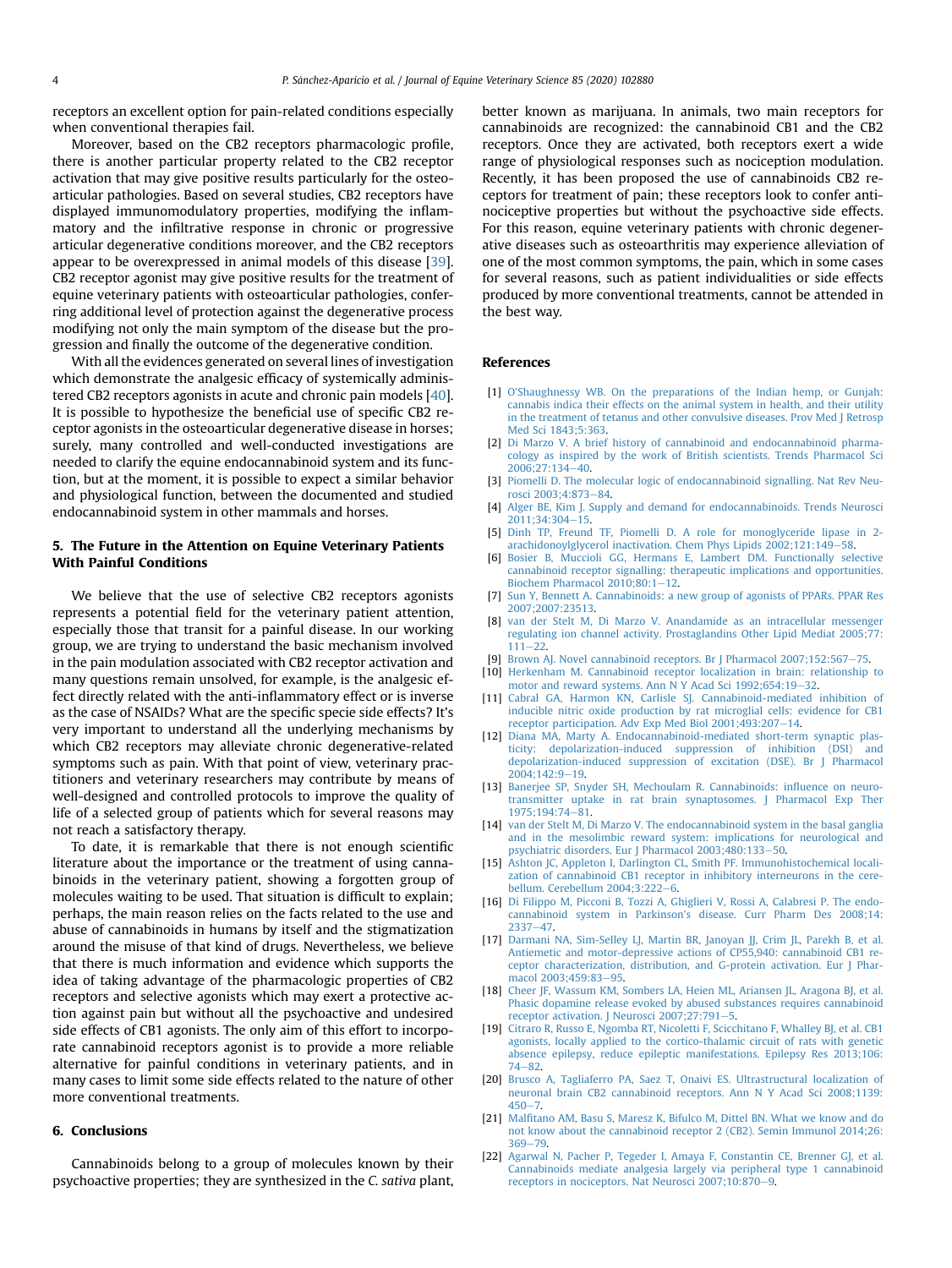receptors an excellent option for pain-related conditions especially when conventional therapies fail.

Moreover, based on the CB2 receptors pharmacologic profile, there is another particular property related to the CB2 receptor activation that may give positive results particularly for the osteoarticular pathologies. Based on several studies, CB2 receptors have displayed immunomodulatory properties, modifying the inflammatory and the infiltrative response in chronic or progressive articular degenerative conditions moreover, and the CB2 receptors appear to be overexpressed in animal models of this disease [39]. CB2 receptor agonist may give positive results for the treatment of equine veterinary patients with osteoarticular pathologies, conferring additional level of protection against the degenerative process modifying not only the main symptom of the disease but the progression and finally the outcome of the degenerative condition.

With all the evidences generated on several lines of investigation which demonstrate the analgesic efficacy of systemically administered CB2 receptors agonists in acute and chronic pain models [40]. It is possible to hypothesize the beneficial use of specific CB2 receptor agonists in the osteoarticular degenerative disease in horses; surely, many controlled and well-conducted investigations are needed to clarify the equine endocannabinoid system and its function, but at the moment, it is possible to expect a similar behavior and physiological function, between the documented and studied endocannabinoid system in other mammals and horses.

## 5. The Future in the Attention on Equine Veterinary Patients With Painful Conditions

We believe that the use of selective CB2 receptors agonists represents a potential field for the veterinary patient attention, especially those that transit for a painful disease. In our working group, we are trying to understand the basic mechanism involved in the pain modulation associated with CB2 receptor activation and many questions remain unsolved, for example, is the analgesic effect directly related with the anti-inflammatory effect or is inverse as the case of NSAIDs? What are the specific specie side effects? It's very important to understand all the underlying mechanisms by which CB2 receptors may alleviate chronic degenerative-related symptoms such as pain. With that point of view, veterinary practitioners and veterinary researchers may contribute by means of well-designed and controlled protocols to improve the quality of life of a selected group of patients which for several reasons may not reach a satisfactory therapy.

To date, it is remarkable that there is not enough scientific literature about the importance or the treatment of using cannabinoids in the veterinary patient, showing a forgotten group of molecules waiting to be used. That situation is difficult to explain; perhaps, the main reason relies on the facts related to the use and abuse of cannabinoids in humans by itself and the stigmatization around the misuse of that kind of drugs. Nevertheless, we believe that there is much information and evidence which supports the idea of taking advantage of the pharmacologic properties of CB2 receptors and selective agonists which may exert a protective action against pain but without all the psychoactive and undesired side effects of CB1 agonists. The only aim of this effort to incorporate cannabinoid receptors agonist is to provide a more reliable alternative for painful conditions in veterinary patients, and in many cases to limit some side effects related to the nature of other more conventional treatments.

## 6. Conclusions

Cannabinoids belong to a group of molecules known by their psychoactive properties; they are synthesized in the *C. sativa* plant, better known as marijuana. In animals, two main receptors for cannabinoids are recognized: the cannabinoid CB1 and the CB2 receptors. Once they are activated, both receptors exert a wide range of physiological responses such as nociception modulation. Recently, it has been proposed the use of cannabinoids CB2 receptors for treatment of pain; these receptors look to confer antinociceptive properties but without the psychoactive side effects. For this reason, equine veterinary patients with chronic degenerative diseases such as osteoarthritis may experience alleviation of one of the most common symptoms, the pain, which in some cases for several reasons, such as patient individualities or side effects produced by more conventional treatments, cannot be attended in the best way.

## References

[1] O'Shaughnessy WB. On the preparations of the Indian hemp, or Gunjah: cannabis indica their effects on the animal system in health, and their utility in the treatment of tetanus and other convulsive diseases. Prov Med J Retrosp Med Sci 1843;5:363.

[2] Di Marzo V. A brief history of cannabinoid and endocannabinoid pharmacology as inspired by the work of British scientists. Trends Pharmacol Sci 2006;27:134–40.

[3] Piomelli D. The molecular logic of endocannabinoid signalling. Nat Rev Neurosci 2003;4:873–84.

[4] Alger BE, Kim J. Supply and demand for endocannabinoids. Trends Neurosci 2011;34:304–15.

[5] Dinh TP, Freund TF, Piomelli D. A role for monoglyceride lipase in 2-arachidonoylglycerol inactivation. Chem Phys Lipids 2002;121:149–58.

[6] Bosier B, Muccioli GG, Hermans E, Lambert DM. Functionally selective cannabinoid receptor signalling: therapeutic implications and opportunities. Biochem Pharmacol 2010;80:1–12.

[7] Sun Y, Bennett A. Cannabinoids: a new group of agonists of PPARs. PPAR Res 2007;2007:23513.

[8] van der Stelt M, Di Marzo V. Anandamide as an intracellular messenger regulating ion channel activity. Prostaglandins Other Lipid Mediat 2005;77:111–22.

[9] Brown AJ. Novel cannabinoid receptors. Br J Pharmacol 2007;152:567–75.

[10] Herkenham M. Cannabinoid receptor localization in brain: relationship to motor and reward systems. Ann N Y Acad Sci 1992;654:19–32.

[11] Cabral GA, Harmon KN, Carlisle SJ. Cannabinoid-mediated inhibition of inducible nitric oxide production by rat microglial cells: evidence for CB1 receptor participation. Adv Exp Med Biol 2001;493:207–14.

[12] Diana MA, Marty A. Endocannabinoid-mediated short-term synaptic plasticity: depolarization-induced suppression of inhibition (DSI) and depolarization-induced suppression of excitation (DSE). Br J Pharmacol 2004;142:9–19.

[13] Banerjee SP, Snyder SH, Mechoulam R. Cannabinoids: influence on neurotransmitter uptake in rat brain synaptosomes. J Pharmacol Exp Ther 1975;194:74–81.

[14] van der Stelt M, Di Marzo V. The endocannabinoid system in the basal ganglia and in the mesolimbic reward system: implications for neurological and psychiatric disorders. Eur J Pharmacol 2003;480:133–50.

[15] Ashton JC, Appleton I, Darlington CL, Smith PF. Immunohistochemical localization of cannabinoid CB1 receptor in inhibitory interneurons in the cerebellum. Cerebellum 2004;3:222–6.

[16] Di Filippo M, Picconi B, Tozzi A, Ghiglieri V, Rossi A, Calabresi P. The endocannabinoid system in Parkinson's disease. Curr Pharm Des 2008;14:2337–47.

[17] Darmani NA, Sim-Selley LJ, Martin BR, Janoyan JJ, Crim JL, Parekh B, et al. Antiemetic and motor-depressive actions of CP55,940: cannabinoid CB1 receptor characterization, distribution, and G-protein activation. Eur J Pharmacol 2003;459:83–95.

[18] Cheer JF, Wassum KM, Sombers LA, Heien ML, Ariansen JL, Aragona BJ, et al. Phasic dopamine release evoked by abused substances requires cannabinoid receptor activation. J Neurosci 2007;27:791–5.

[19] Citraro R, Russo E, Ngomba RT, Nicoletti F, Scicchitano F, Whalley BJ, et al. CB1 agonists, locally applied to the cortico-thalamic circuit of rats with genetic absence epilepsy, reduce epileptic manifestations. Epilepsy Res 2013;106:74–82.

[20] Brusco A, Tagliaferro PA, Saez T, Onaivi ES. Ultrastructural localization of neuronal brain CB2 cannabinoid receptors. Ann N Y Acad Sci 2008;1139:450–7.

[21] Malfitano AM, Basu S, Maresz K, Bifulco M, Dittel BN. What we know and do not know about the cannabinoid receptor 2 (CB2). Semin Immunol 2014;26:369–79.

[22] Agarwal N, Pacher P, Tegeder I, Amaya F, Constantin CE, Brenner GJ, et al. Cannabinoids mediate analgesia largely via peripheral type 1 cannabinoid receptors in nociceptors. Nat Neurosci 2007;10:870–9.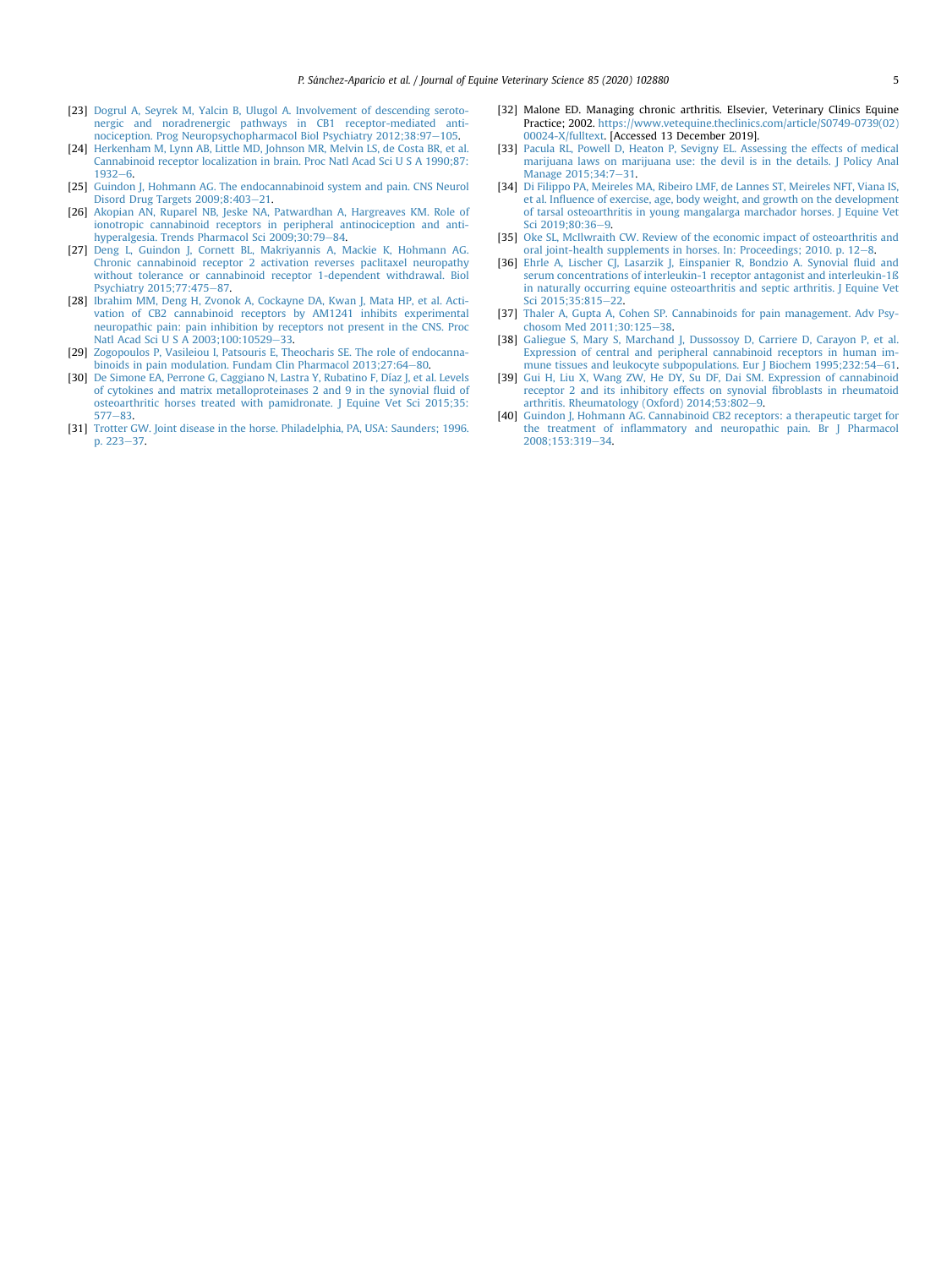[23] Dogrul A, Seyrek M, Yalcin B, Ulugol A. Involvement of descending serotonergic and noradrenergic pathways in CB1 receptor-mediated antinociception. Prog Neuropsychopharmacol Biol Psychiatry 2012;38:97–105.

[24] Herkenham M, Lynn AB, Little MD, Johnson MR, Melvin LS, de Costa BR, et al. Cannabinoid receptor localization in brain. Proc Natl Acad Sci U S A 1990;87:1932–6.

[25] Guindon J, Hohmann AG. The endocannabinoid system and pain. CNS Neurol Disord Drug Targets 2009;8:403–21.

[26] Akopian AN, Ruparel NB, Jeske NA, Patwardhan A, Hargreaves KM. Role of ionotropic cannabinoid receptors in peripheral antinociception and antihyperalgesia. Trends Pharmacol Sci 2009;30:79–84.

[27] Deng L, Guindon J, Cornett BL, Makriyannis A, Mackie K, Hohmann AG. Chronic cannabinoid receptor 2 activation reverses paclitaxel neuropathy without tolerance or cannabinoid receptor 1-dependent withdrawal. Biol Psychiatry 2015;77:475–87.

[28] Ibrahim MM, Deng H, Zvonok A, Cockayne DA, Kwan J, Mata HP, et al. Activation of CB2 cannabinoid receptors by AM1241 inhibits experimental neuropathic pain: pain inhibition by receptors not present in the CNS. Proc Natl Acad Sci U S A 2003;100:10529–33.

[29] Zogopoulos P, Vasileiou I, Patsouris E, Theocharis SE. The role of endocannabinoids in pain modulation. Fundam Clin Pharmacol 2013;27:64–80.

[30] De Simone EA, Perrone G, Caggiano N, Lastra Y, Rubatino F, Díaz J, et al. Levels of cytokines and matrix metalloproteinases 2 and 9 in the synovial fluid of osteoarthritic horses treated with pamidronate. J Equine Vet Sci 2015;35:577–83.

[31] Trotter GW. Joint disease in the horse. Philadelphia, PA, USA: Saunders; 1996. p. 223–37.

[32] Malone ED. Managing chronic arthritis. Elsevier, Veterinary Clinics Equine Practice; 2002. https://www.vetequine.theclinics.com/article/S0749-0739(02)00024-X/fulltext. [Accessed 13 December 2019].

[33] Pacula RL, Powell D, Heaton P, Sevigny EL. Assessing the effects of medical marijuana laws on marijuana use: the devil is in the details. J Policy Anal Manage 2015;34:7–31.

[34] Di Filippo PA, Meireles MA, Ribeiro LMF, de Lannes ST, Meireles NFT, Viana IS, et al. Influence of exercise, age, body weight, and growth on the development of tarsal osteoarthritis in young mangalarga marchador horses. J Equine Vet Sci 2019;80:36–9.

[35] Oke SL, McIlwraith CW. Review of the economic impact of osteoarthritis and oral joint-health supplements in horses. In: Proceedings; 2010. p. 12–8.

[36] Ehrle A, Lischer CJ, Lasarzik J, Einspanier R, Bondzio A. Synovial fluid and serum concentrations of interleukin-1 receptor antagonist and interleukin-1ß in naturally occurring equine osteoarthritis and septic arthritis. J Equine Vet Sci 2015;35:815–22.

[37] Thaler A, Gupta A, Cohen SP. Cannabinoids for pain management. Adv Psychosom Med 2011;30:125–38.

[38] Galiegue S, Mary S, Marchand J, Dussossoy D, Carriere D, Carayon P, et al. Expression of central and peripheral cannabinoid receptors in human immune tissues and leukocyte subpopulations. Eur J Biochem 1995;232:54–61.

[39] Gui H, Liu X, Wang ZW, He DY, Su DF, Dai SM. Expression of cannabinoid receptor 2 and its inhibitory effects on synovial fibroblasts in rheumatoid arthritis. Rheumatology (Oxford) 2014;53:802–9.

[40] Guindon J, Hohmann AG. Cannabinoid CB2 receptors: a therapeutic target for the treatment of inflammatory and neuropathic pain. Br J Pharmacol 2008;153:319–34.